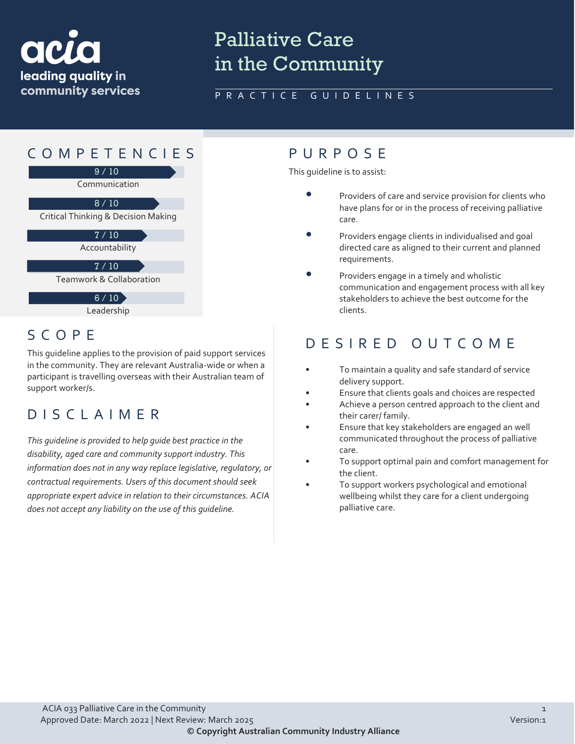acia
leading quality in community services

# Palliative Care in the Community

PRACTICE GUIDELINES

## COMPETENCIES

9 / 10
Communication

8 / 10
Critical Thinking & Decision Making

7 / 10
Accountability

7 / 10
Teamwork & Collaboration

6 / 10
Leadership

## PURPOSE

This guideline is to assist:

- Providers of care and service provision for clients who have plans for or in the process of receiving palliative care.
- Providers engage clients in individualised and goal directed care as aligned to their current and planned requirements.
- Providers engage in a timely and wholistic communication and engagement process with all key stakeholders to achieve the best outcome for the clients.

## SCOPE

This guideline applies to the provision of paid support services in the community. They are relevant Australia-wide or when a participant is travelling overseas with their Australian team of support worker/s.

## DISCLAIMER

*This guideline is provided to help guide best practice in the disability, aged care and community support industry. This information does not in any way replace legislative, regulatory, or contractual requirements. Users of this document should seek appropriate expert advice in relation to their circumstances. ACIA does not accept any liability on the use of this guideline.*

## DESIRED OUTCOME

- To maintain a quality and safe standard of service delivery support.
- Ensure that clients goals and choices are respected
- Achieve a person centred approach to the client and their carer/ family.
- Ensure that key stakeholders are engaged an well communicated throughout the process of palliative care.
- To support optimal pain and comfort management for the client.
- To support workers psychological and emotional wellbeing whilst they care for a client undergoing palliative care.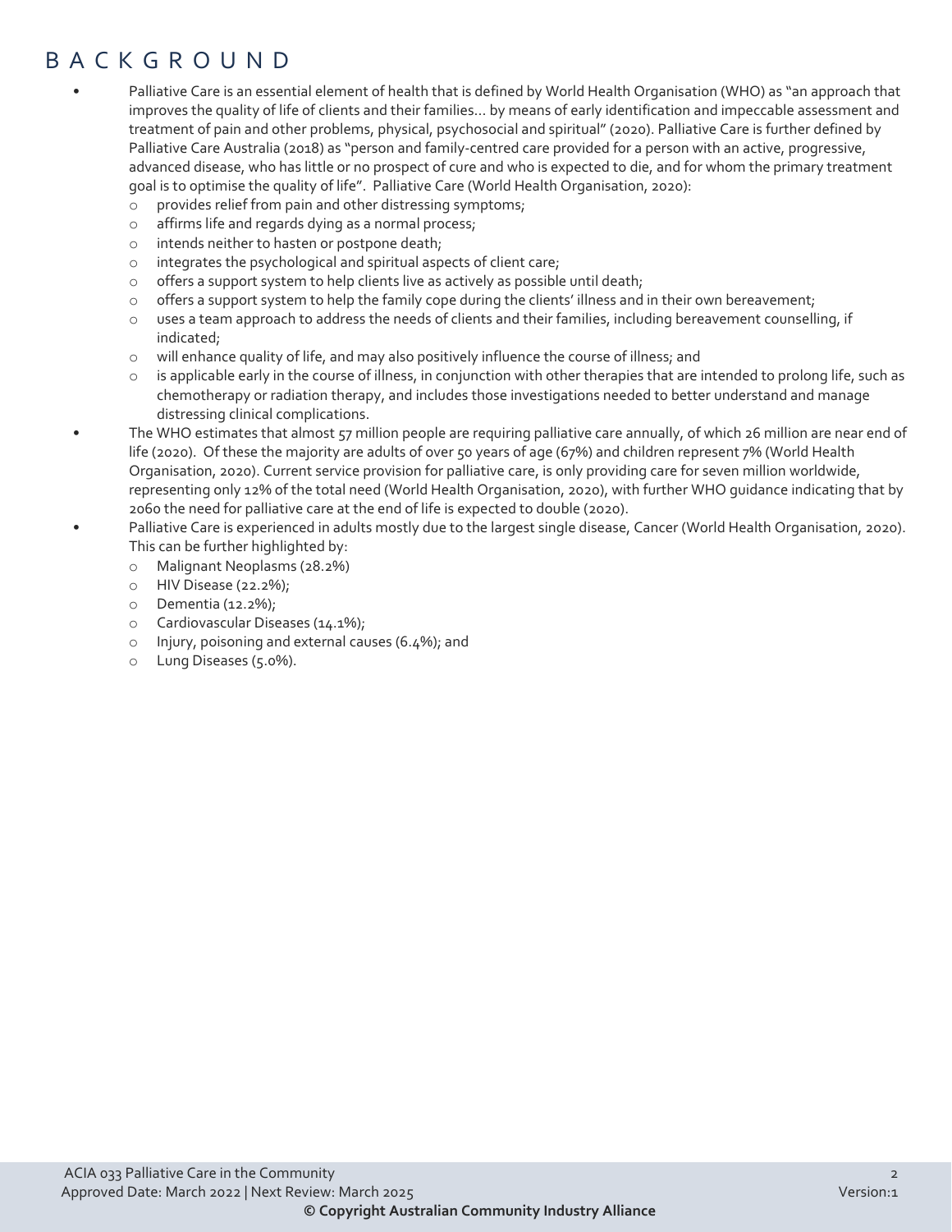# BACKGROUND

- Palliative Care is an essential element of health that is defined by World Health Organisation (WHO) as "an approach that improves the quality of life of clients and their families… by means of early identification and impeccable assessment and treatment of pain and other problems, physical, psychosocial and spiritual" (2020). Palliative Care is further defined by Palliative Care Australia (2018) as "person and family-centred care provided for a person with an active, progressive, advanced disease, who has little or no prospect of cure and who is expected to die, and for whom the primary treatment goal is to optimise the quality of life". Palliative Care (World Health Organisation, 2020):
  - provides relief from pain and other distressing symptoms;
  - affirms life and regards dying as a normal process;
  - intends neither to hasten or postpone death;
  - integrates the psychological and spiritual aspects of client care;
  - offers a support system to help clients live as actively as possible until death;
  - offers a support system to help the family cope during the clients' illness and in their own bereavement;
  - uses a team approach to address the needs of clients and their families, including bereavement counselling, if indicated;
  - will enhance quality of life, and may also positively influence the course of illness; and
  - is applicable early in the course of illness, in conjunction with other therapies that are intended to prolong life, such as chemotherapy or radiation therapy, and includes those investigations needed to better understand and manage distressing clinical complications.
- The WHO estimates that almost 57 million people are requiring palliative care annually, of which 26 million are near end of life (2020). Of these the majority are adults of over 50 years of age (67%) and children represent 7% (World Health Organisation, 2020). Current service provision for palliative care, is only providing care for seven million worldwide, representing only 12% of the total need (World Health Organisation, 2020), with further WHO guidance indicating that by 2060 the need for palliative care at the end of life is expected to double (2020).
- Palliative Care is experienced in adults mostly due to the largest single disease, Cancer (World Health Organisation, 2020). This can be further highlighted by:
  - Malignant Neoplasms (28.2%)
  - HIV Disease (22.2%);
  - Dementia (12.2%);
  - Cardiovascular Diseases (14.1%);
  - Injury, poisoning and external causes (6.4%); and
  - Lung Diseases (5.0%).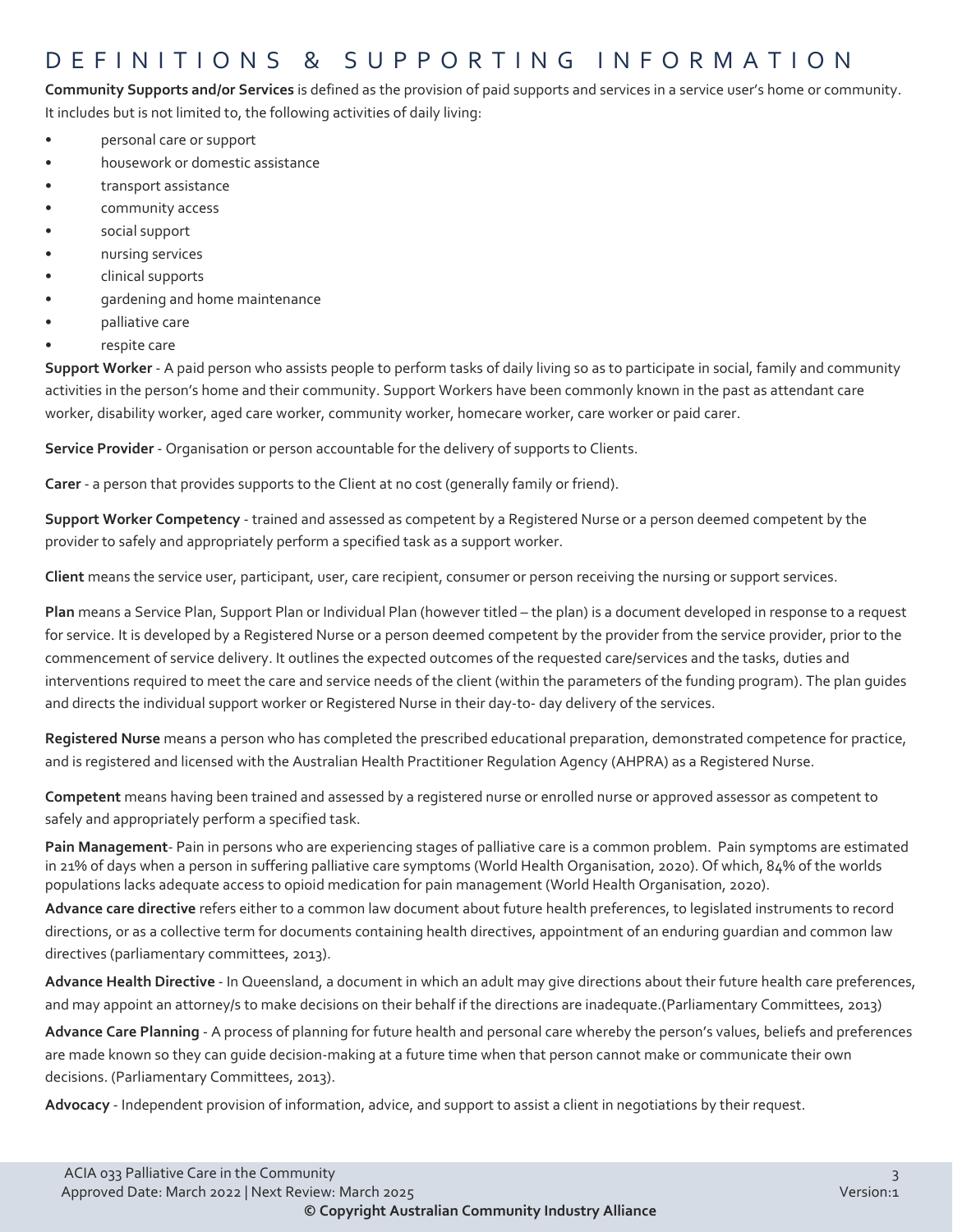# DEFINITIONS & SUPPORTING INFORMATION

**Community Supports and/or Services** is defined as the provision of paid supports and services in a service user's home or community. It includes but is not limited to, the following activities of daily living:

- personal care or support
- housework or domestic assistance
- transport assistance
- community access
- social support
- nursing services
- clinical supports
- gardening and home maintenance
- palliative care
- respite care

**Support Worker** - A paid person who assists people to perform tasks of daily living so as to participate in social, family and community activities in the person's home and their community. Support Workers have been commonly known in the past as attendant care worker, disability worker, aged care worker, community worker, homecare worker, care worker or paid carer.

**Service Provider** - Organisation or person accountable for the delivery of supports to Clients.

**Carer** - a person that provides supports to the Client at no cost (generally family or friend).

**Support Worker Competency** - trained and assessed as competent by a Registered Nurse or a person deemed competent by the provider to safely and appropriately perform a specified task as a support worker.

**Client** means the service user, participant, user, care recipient, consumer or person receiving the nursing or support services.

**Plan** means a Service Plan, Support Plan or Individual Plan (however titled – the plan) is a document developed in response to a request for service. It is developed by a Registered Nurse or a person deemed competent by the provider from the service provider, prior to the commencement of service delivery. It outlines the expected outcomes of the requested care/services and the tasks, duties and interventions required to meet the care and service needs of the client (within the parameters of the funding program). The plan guides and directs the individual support worker or Registered Nurse in their day-to- day delivery of the services.

**Registered Nurse** means a person who has completed the prescribed educational preparation, demonstrated competence for practice, and is registered and licensed with the Australian Health Practitioner Regulation Agency (AHPRA) as a Registered Nurse.

**Competent** means having been trained and assessed by a registered nurse or enrolled nurse or approved assessor as competent to safely and appropriately perform a specified task.

**Pain Management**- Pain in persons who are experiencing stages of palliative care is a common problem. Pain symptoms are estimated in 21% of days when a person in suffering palliative care symptoms (World Health Organisation, 2020). Of which, 84% of the worlds populations lacks adequate access to opioid medication for pain management (World Health Organisation, 2020).

**Advance care directive** refers either to a common law document about future health preferences, to legislated instruments to record directions, or as a collective term for documents containing health directives, appointment of an enduring guardian and common law directives (parliamentary committees, 2013).

**Advance Health Directive** - In Queensland, a document in which an adult may give directions about their future health care preferences, and may appoint an attorney/s to make decisions on their behalf if the directions are inadequate.(Parliamentary Committees, 2013)

**Advance Care Planning** - A process of planning for future health and personal care whereby the person's values, beliefs and preferences are made known so they can guide decision-making at a future time when that person cannot make or communicate their own decisions. (Parliamentary Committees, 2013).

**Advocacy** - Independent provision of information, advice, and support to assist a client in negotiations by their request.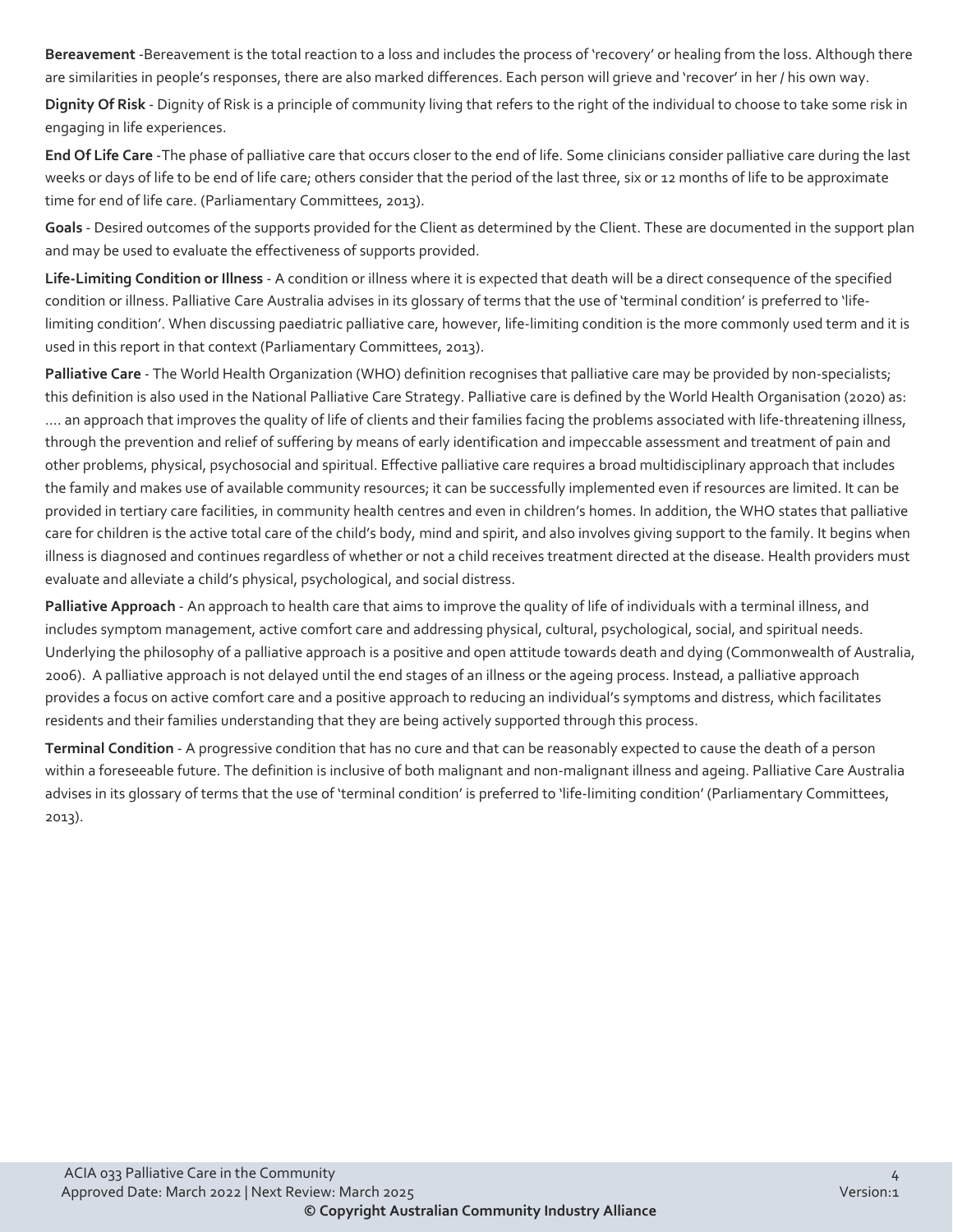**Bereavement** -Bereavement is the total reaction to a loss and includes the process of 'recovery' or healing from the loss. Although there are similarities in people's responses, there are also marked differences. Each person will grieve and 'recover' in her / his own way.

**Dignity Of Risk** - Dignity of Risk is a principle of community living that refers to the right of the individual to choose to take some risk in engaging in life experiences.

**End Of Life Care** -The phase of palliative care that occurs closer to the end of life. Some clinicians consider palliative care during the last weeks or days of life to be end of life care; others consider that the period of the last three, six or 12 months of life to be approximate time for end of life care. (Parliamentary Committees, 2013).

**Goals** - Desired outcomes of the supports provided for the Client as determined by the Client. These are documented in the support plan and may be used to evaluate the effectiveness of supports provided.

**Life-Limiting Condition or Illness** - A condition or illness where it is expected that death will be a direct consequence of the specified condition or illness. Palliative Care Australia advises in its glossary of terms that the use of 'terminal condition' is preferred to 'life-limiting condition'. When discussing paediatric palliative care, however, life-limiting condition is the more commonly used term and it is used in this report in that context (Parliamentary Committees, 2013).

**Palliative Care** - The World Health Organization (WHO) definition recognises that palliative care may be provided by non-specialists; this definition is also used in the National Palliative Care Strategy. Palliative care is defined by the World Health Organisation (2020) as: .... an approach that improves the quality of life of clients and their families facing the problems associated with life-threatening illness, through the prevention and relief of suffering by means of early identification and impeccable assessment and treatment of pain and other problems, physical, psychosocial and spiritual. Effective palliative care requires a broad multidisciplinary approach that includes the family and makes use of available community resources; it can be successfully implemented even if resources are limited. It can be provided in tertiary care facilities, in community health centres and even in children's homes. In addition, the WHO states that palliative care for children is the active total care of the child's body, mind and spirit, and also involves giving support to the family. It begins when illness is diagnosed and continues regardless of whether or not a child receives treatment directed at the disease. Health providers must evaluate and alleviate a child's physical, psychological, and social distress.

**Palliative Approach** - An approach to health care that aims to improve the quality of life of individuals with a terminal illness, and includes symptom management, active comfort care and addressing physical, cultural, psychological, social, and spiritual needs. Underlying the philosophy of a palliative approach is a positive and open attitude towards death and dying (Commonwealth of Australia, 2006). A palliative approach is not delayed until the end stages of an illness or the ageing process. Instead, a palliative approach provides a focus on active comfort care and a positive approach to reducing an individual's symptoms and distress, which facilitates residents and their families understanding that they are being actively supported through this process.

**Terminal Condition** - A progressive condition that has no cure and that can be reasonably expected to cause the death of a person within a foreseeable future. The definition is inclusive of both malignant and non-malignant illness and ageing. Palliative Care Australia advises in its glossary of terms that the use of 'terminal condition' is preferred to 'life-limiting condition' (Parliamentary Committees, 2013).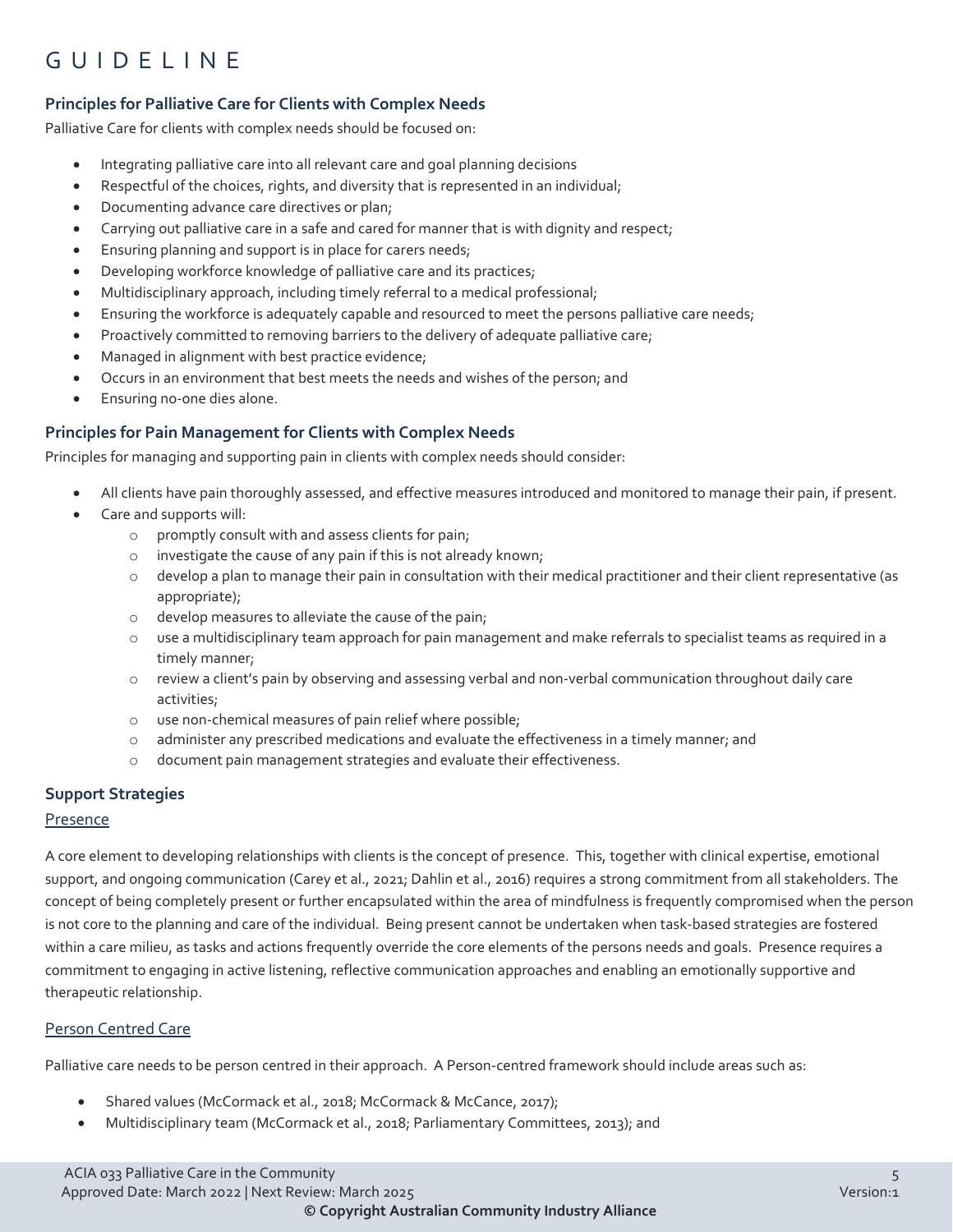# GUIDELINE

### Principles for Palliative Care for Clients with Complex Needs

Palliative Care for clients with complex needs should be focused on:

- Integrating palliative care into all relevant care and goal planning decisions
- Respectful of the choices, rights, and diversity that is represented in an individual;
- Documenting advance care directives or plan;
- Carrying out palliative care in a safe and cared for manner that is with dignity and respect;
- Ensuring planning and support is in place for carers needs;
- Developing workforce knowledge of palliative care and its practices;
- Multidisciplinary approach, including timely referral to a medical professional;
- Ensuring the workforce is adequately capable and resourced to meet the persons palliative care needs;
- Proactively committed to removing barriers to the delivery of adequate palliative care;
- Managed in alignment with best practice evidence;
- Occurs in an environment that best meets the needs and wishes of the person; and
- Ensuring no-one dies alone.

### Principles for Pain Management for Clients with Complex Needs

Principles for managing and supporting pain in clients with complex needs should consider:

- All clients have pain thoroughly assessed, and effective measures introduced and monitored to manage their pain, if present.
- Care and supports will:
    - promptly consult with and assess clients for pain;
    - investigate the cause of any pain if this is not already known;
    - develop a plan to manage their pain in consultation with their medical practitioner and their client representative (as appropriate);
    - develop measures to alleviate the cause of the pain;
    - use a multidisciplinary team approach for pain management and make referrals to specialist teams as required in a timely manner;
    - review a client's pain by observing and assessing verbal and non-verbal communication throughout daily care activities;
    - use non-chemical measures of pain relief where possible;
    - administer any prescribed medications and evaluate the effectiveness in a timely manner; and
    - document pain management strategies and evaluate their effectiveness.

### Support Strategies

#### Presence

A core element to developing relationships with clients is the concept of presence. This, together with clinical expertise, emotional support, and ongoing communication (Carey et al., 2021; Dahlin et al., 2016) requires a strong commitment from all stakeholders. The concept of being completely present or further encapsulated within the area of mindfulness is frequently compromised when the person is not core to the planning and care of the individual. Being present cannot be undertaken when task-based strategies are fostered within a care milieu, as tasks and actions frequently override the core elements of the persons needs and goals. Presence requires a commitment to engaging in active listening, reflective communication approaches and enabling an emotionally supportive and therapeutic relationship.

#### Person Centred Care

Palliative care needs to be person centred in their approach. A Person-centred framework should include areas such as:

- Shared values (McCormack et al., 2018; McCormack & McCance, 2017);
- Multidisciplinary team (McCormack et al., 2018; Parliamentary Committees, 2013); and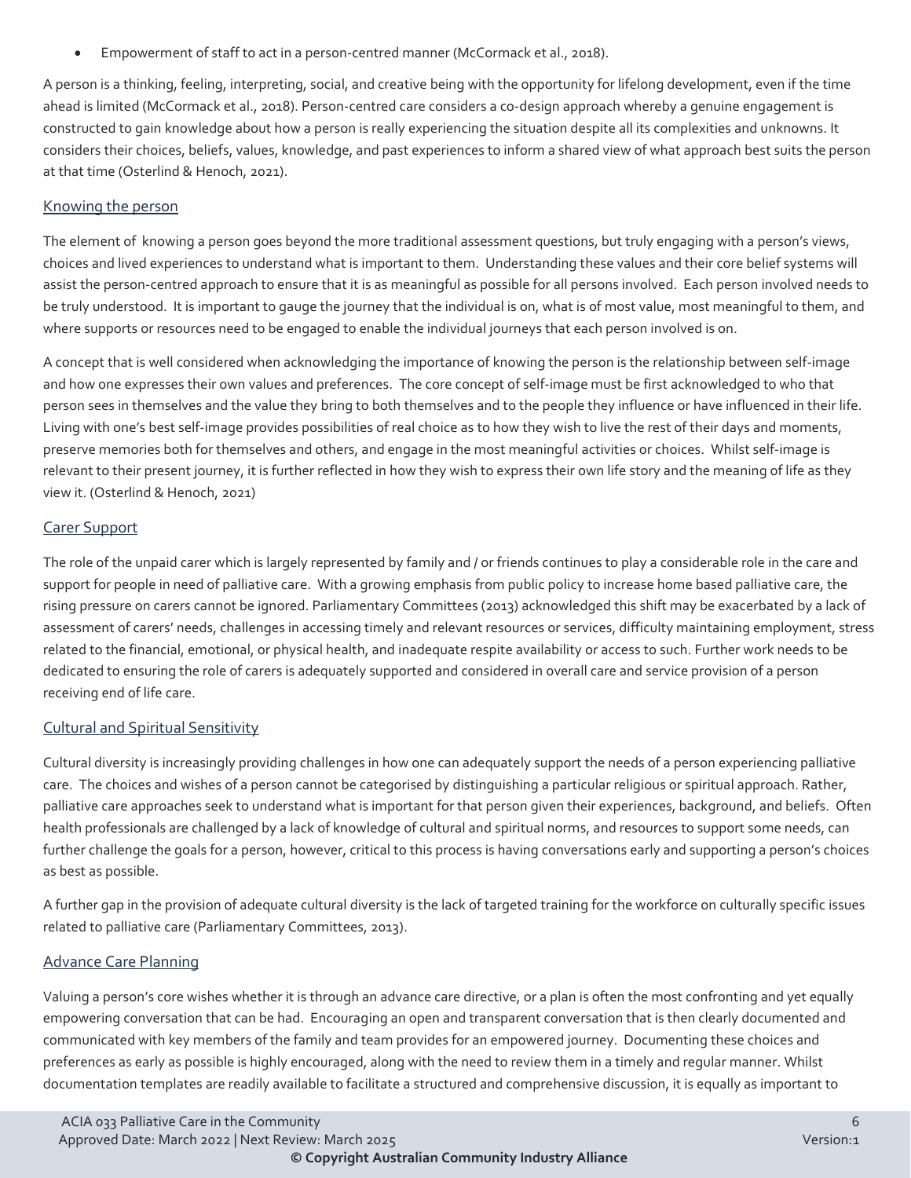- Empowerment of staff to act in a person-centred manner (McCormack et al., 2018).

A person is a thinking, feeling, interpreting, social, and creative being with the opportunity for lifelong development, even if the time ahead is limited (McCormack et al., 2018). Person-centred care considers a co-design approach whereby a genuine engagement is constructed to gain knowledge about how a person is really experiencing the situation despite all its complexities and unknowns. It considers their choices, beliefs, values, knowledge, and past experiences to inform a shared view of what approach best suits the person at that time (Osterlind & Henoch, 2021).

## Knowing the person

The element of knowing a person goes beyond the more traditional assessment questions, but truly engaging with a person's views, choices and lived experiences to understand what is important to them. Understanding these values and their core belief systems will assist the person-centred approach to ensure that it is as meaningful as possible for all persons involved. Each person involved needs to be truly understood. It is important to gauge the journey that the individual is on, what is of most value, most meaningful to them, and where supports or resources need to be engaged to enable the individual journeys that each person involved is on.

A concept that is well considered when acknowledging the importance of knowing the person is the relationship between self-image and how one expresses their own values and preferences. The core concept of self-image must be first acknowledged to who that person sees in themselves and the value they bring to both themselves and to the people they influence or have influenced in their life. Living with one's best self-image provides possibilities of real choice as to how they wish to live the rest of their days and moments, preserve memories both for themselves and others, and engage in the most meaningful activities or choices. Whilst self-image is relevant to their present journey, it is further reflected in how they wish to express their own life story and the meaning of life as they view it. (Osterlind & Henoch, 2021)

## Carer Support

The role of the unpaid carer which is largely represented by family and / or friends continues to play a considerable role in the care and support for people in need of palliative care. With a growing emphasis from public policy to increase home based palliative care, the rising pressure on carers cannot be ignored. Parliamentary Committees (2013) acknowledged this shift may be exacerbated by a lack of assessment of carers' needs, challenges in accessing timely and relevant resources or services, difficulty maintaining employment, stress related to the financial, emotional, or physical health, and inadequate respite availability or access to such. Further work needs to be dedicated to ensuring the role of carers is adequately supported and considered in overall care and service provision of a person receiving end of life care.

## Cultural and Spiritual Sensitivity

Cultural diversity is increasingly providing challenges in how one can adequately support the needs of a person experiencing palliative care. The choices and wishes of a person cannot be categorised by distinguishing a particular religious or spiritual approach. Rather, palliative care approaches seek to understand what is important for that person given their experiences, background, and beliefs. Often health professionals are challenged by a lack of knowledge of cultural and spiritual norms, and resources to support some needs, can further challenge the goals for a person, however, critical to this process is having conversations early and supporting a person's choices as best as possible.

A further gap in the provision of adequate cultural diversity is the lack of targeted training for the workforce on culturally specific issues related to palliative care (Parliamentary Committees, 2013).

## Advance Care Planning

Valuing a person's core wishes whether it is through an advance care directive, or a plan is often the most confronting and yet equally empowering conversation that can be had. Encouraging an open and transparent conversation that is then clearly documented and communicated with key members of the family and team provides for an empowered journey. Documenting these choices and preferences as early as possible is highly encouraged, along with the need to review them in a timely and regular manner. Whilst documentation templates are readily available to facilitate a structured and comprehensive discussion, it is equally as important to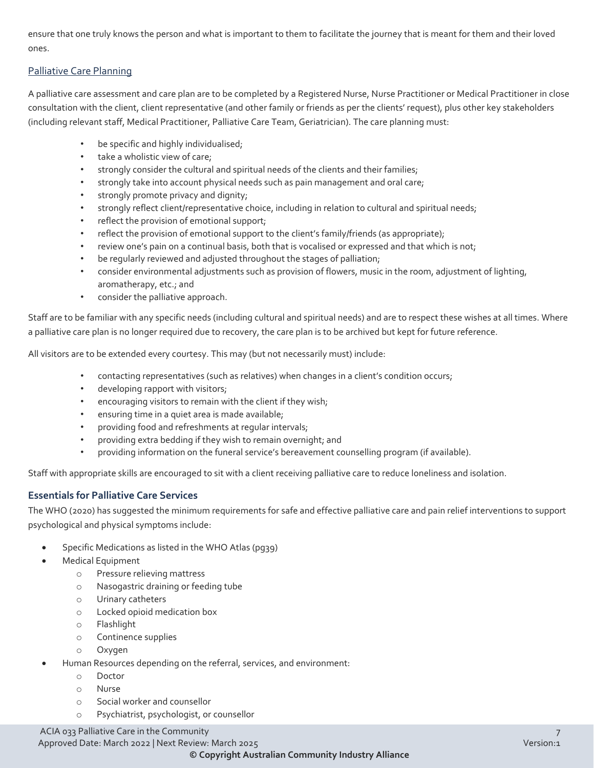ensure that one truly knows the person and what is important to them to facilitate the journey that is meant for them and their loved ones.

### Palliative Care Planning

A palliative care assessment and care plan are to be completed by a Registered Nurse, Nurse Practitioner or Medical Practitioner in close consultation with the client, client representative (and other family or friends as per the clients' request), plus other key stakeholders (including relevant staff, Medical Practitioner, Palliative Care Team, Geriatrician). The care planning must:

- be specific and highly individualised;
- take a wholistic view of care;
- strongly consider the cultural and spiritual needs of the clients and their families;
- strongly take into account physical needs such as pain management and oral care;
- strongly promote privacy and dignity;
- strongly reflect client/representative choice, including in relation to cultural and spiritual needs;
- reflect the provision of emotional support;
- reflect the provision of emotional support to the client's family/friends (as appropriate);
- review one's pain on a continual basis, both that is vocalised or expressed and that which is not;
- be regularly reviewed and adjusted throughout the stages of palliation;
- consider environmental adjustments such as provision of flowers, music in the room, adjustment of lighting, aromatherapy, etc.; and
- consider the palliative approach.

Staff are to be familiar with any specific needs (including cultural and spiritual needs) and are to respect these wishes at all times. Where a palliative care plan is no longer required due to recovery, the care plan is to be archived but kept for future reference.

All visitors are to be extended every courtesy. This may (but not necessarily must) include:

- contacting representatives (such as relatives) when changes in a client's condition occurs;
- developing rapport with visitors;
- encouraging visitors to remain with the client if they wish;
- ensuring time in a quiet area is made available;
- providing food and refreshments at regular intervals;
- providing extra bedding if they wish to remain overnight; and
- providing information on the funeral service's bereavement counselling program (if available).

Staff with appropriate skills are encouraged to sit with a client receiving palliative care to reduce loneliness and isolation.

## Essentials for Palliative Care Services

The WHO (2020) has suggested the minimum requirements for safe and effective palliative care and pain relief interventions to support psychological and physical symptoms include:

- Specific Medications as listed in the WHO Atlas (pg39)
- Medical Equipment
    - Pressure relieving mattress
    - Nasogastric draining or feeding tube
    - Urinary catheters
    - Locked opioid medication box
    - Flashlight
    - Continence supplies
    - Oxygen
- Human Resources depending on the referral, services, and environment:
    - Doctor
    - Nurse
    - Social worker and counsellor
    - Psychiatrist, psychologist, or counsellor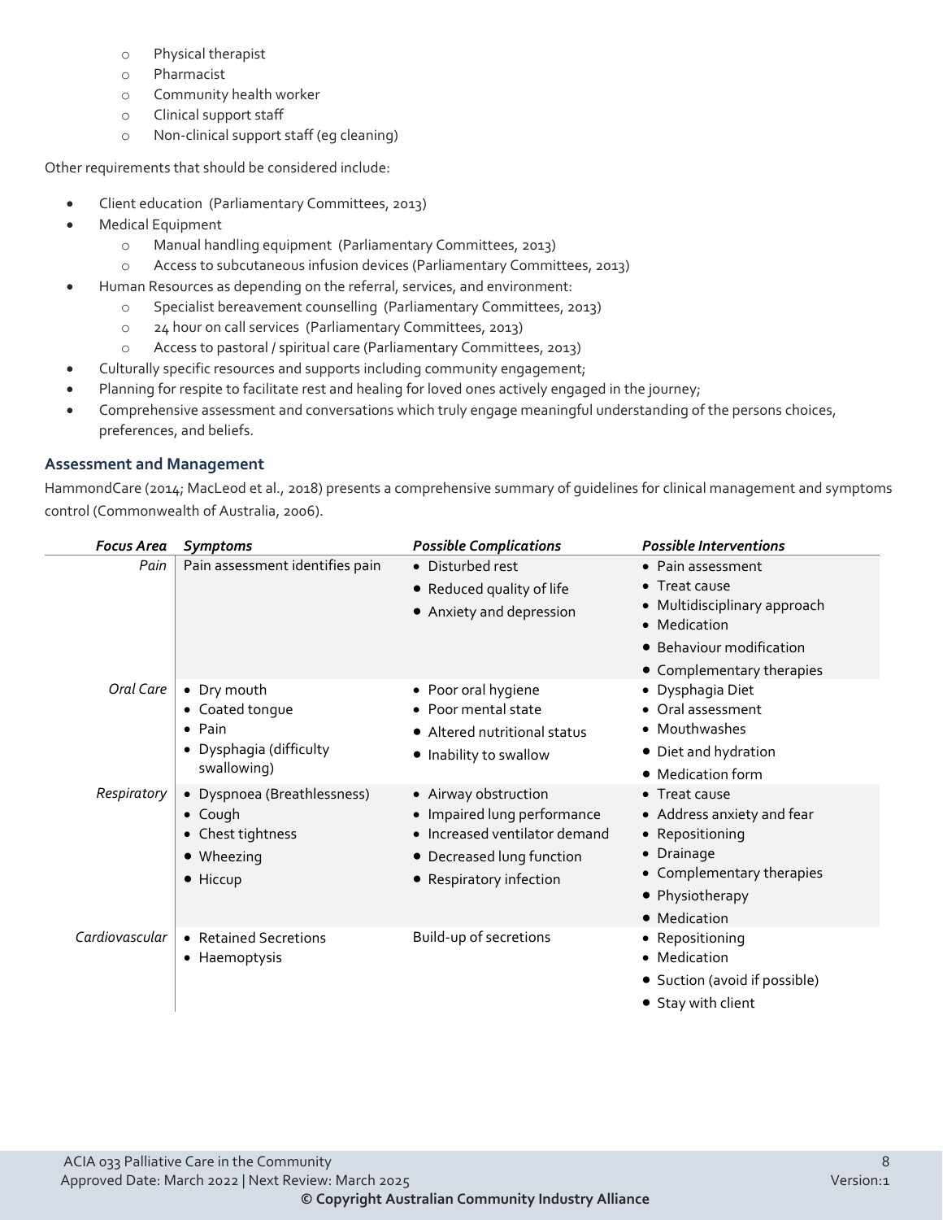- Physical therapist
    - Pharmacist
    - Community health worker
    - Clinical support staff
    - Non-clinical support staff (eg cleaning)

Other requirements that should be considered include:

- Client education (Parliamentary Committees, 2013)
- Medical Equipment
    - Manual handling equipment (Parliamentary Committees, 2013)
    - Access to subcutaneous infusion devices (Parliamentary Committees, 2013)
- Human Resources as depending on the referral, services, and environment:
    - Specialist bereavement counselling (Parliamentary Committees, 2013)
    - 24 hour on call services (Parliamentary Committees, 2013)
    - Access to pastoral / spiritual care (Parliamentary Committees, 2013)
- Culturally specific resources and supports including community engagement;
- Planning for respite to facilitate rest and healing for loved ones actively engaged in the journey;
- Comprehensive assessment and conversations which truly engage meaningful understanding of the persons choices, preferences, and beliefs.

### Assessment and Management

HammondCare (2014; MacLeod et al., 2018) presents a comprehensive summary of guidelines for clinical management and symptoms control (Commonwealth of Australia, 2006).

| *Focus Area* | *Symptoms* | *Possible Complications* | *Possible Interventions* |
|---|---|---|---|
| *Pain* | Pain assessment identifies pain | • Disturbed rest<br>• Reduced quality of life<br>• Anxiety and depression | • Pain assessment<br>• Treat cause<br>• Multidisciplinary approach<br>• Medication<br>• Behaviour modification<br>• Complementary therapies |
| *Oral Care* | • Dry mouth<br>• Coated tongue<br>• Pain<br>• Dysphagia (difficulty swallowing) | • Poor oral hygiene<br>• Poor mental state<br>• Altered nutritional status<br>• Inability to swallow | • Dysphagia Diet<br>• Oral assessment<br>• Mouthwashes<br>• Diet and hydration<br>• Medication form |
| *Respiratory* | • Dyspnoea (Breathlessness)<br>• Cough<br>• Chest tightness<br>• Wheezing<br>• Hiccup | • Airway obstruction<br>• Impaired lung performance<br>• Increased ventilator demand<br>• Decreased lung function<br>• Respiratory infection | • Treat cause<br>• Address anxiety and fear<br>• Repositioning<br>• Drainage<br>• Complementary therapies<br>• Physiotherapy<br>• Medication |
| *Cardiovascular* | • Retained Secretions<br>• Haemoptysis | Build-up of secretions | • Repositioning<br>• Medication<br>• Suction (avoid if possible)<br>• Stay with client |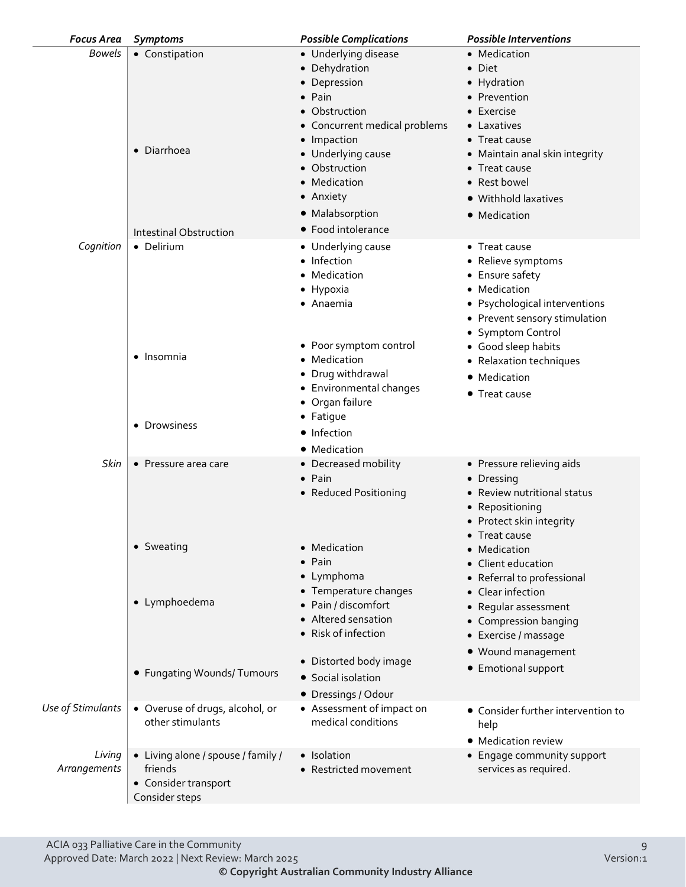| *Focus Area* | *Symptoms* | *Possible Complications* | *Possible Interventions* |
|---|---|---|---|
| *Bowels* | • Constipation | • Underlying disease<br>• Dehydration<br>• Depression<br>• Pain<br>• Obstruction<br>• Concurrent medical problems<br>• Impaction | • Medication<br>• Diet<br>• Hydration<br>• Prevention<br>• Exercise<br>• Laxatives<br>• Treat cause |
| | • Diarrhoea | • Underlying cause<br>• Obstruction<br>• Medication<br>• Anxiety<br>• Malabsorption<br>• Food intolerance | • Maintain anal skin integrity<br>• Treat cause<br>• Rest bowel<br>• Withhold laxatives<br>• Medication |
| | Intestinal Obstruction | | |
| *Cognition* | • Delirium | • Underlying cause<br>• Infection<br>• Medication<br>• Hypoxia<br>• Anaemia | • Treat cause<br>• Relieve symptoms<br>• Ensure safety<br>• Medication<br>• Psychological interventions<br>• Prevent sensory stimulation<br>• Symptom Control |
| | • Insomnia | • Poor symptom control<br>• Medication<br>• Drug withdrawal<br>• Environmental changes | • Good sleep habits<br>• Relaxation techniques<br>• Medication<br>• Treat cause |
| | • Drowsiness | • Organ failure<br>• Fatigue<br>• Infection<br>• Medication | |
| *Skin* | • Pressure area care | • Decreased mobility<br>• Pain<br>• Reduced Positioning | • Pressure relieving aids<br>• Dressing<br>• Review nutritional status<br>• Repositioning<br>• Protect skin integrity |
| | • Sweating | • Medication<br>• Pain<br>• Lymphoma<br>• Temperature changes | • Treat cause<br>• Medication<br>• Client education<br>• Referral to professional |
| | • Lymphoedema | • Pain / discomfort<br>• Altered sensation<br>• Risk of infection | • Clear infection<br>• Regular assessment<br>• Compression banging<br>• Exercise / massage |
| | • Fungating Wounds/ Tumours | • Distorted body image<br>• Social isolation<br>• Dressings / Odour | • Wound management<br>• Emotional support |
| *Use of Stimulants* | • Overuse of drugs, alcohol, or other stimulants | • Assessment of impact on medical conditions | • Consider further intervention to help<br>• Medication review |
| *Living Arrangements* | • Living alone / spouse / family / friends<br>• Consider transport<br>Consider steps | • Isolation<br>• Restricted movement | • Engage community support services as required. |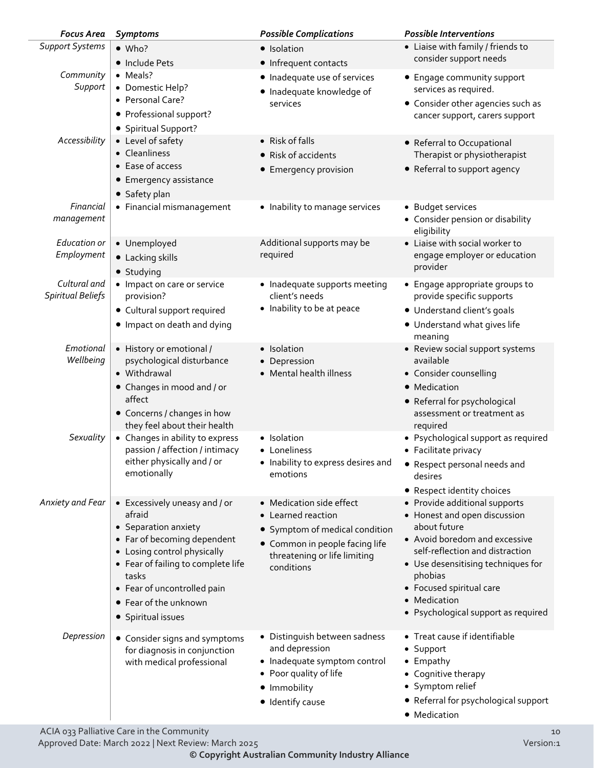| *Focus Area* | *Symptoms* | *Possible Complications* | *Possible Interventions* |
|---|---|---|---|
| *Support Systems* | • Who?<br>• Include Pets | • Isolation<br>• Infrequent contacts | • Liaise with family / friends to consider support needs |
| *Community Support* | • Meals?<br>• Domestic Help?<br>• Personal Care?<br>• Professional support?<br>• Spiritual Support? | • Inadequate use of services<br>• Inadequate knowledge of services | • Engage community support services as required.<br>• Consider other agencies such as cancer support, carers support |
| *Accessibility* | • Level of safety<br>• Cleanliness<br>• Ease of access<br>• Emergency assistance<br>• Safety plan | • Risk of falls<br>• Risk of accidents<br>• Emergency provision | • Referral to Occupational Therapist or physiotherapist<br>• Referral to support agency |
| *Financial management* | • Financial mismanagement | • Inability to manage services | • Budget services<br>• Consider pension or disability eligibility |
| *Education or Employment* | • Unemployed<br>• Lacking skills<br>• Studying | Additional supports may be required | • Liaise with social worker to engage employer or education provider |
| *Cultural and Spiritual Beliefs* | • Impact on care or service provision?<br>• Cultural support required<br>• Impact on death and dying | • Inadequate supports meeting client's needs<br>• Inability to be at peace | • Engage appropriate groups to provide specific supports<br>• Understand client's goals<br>• Understand what gives life meaning |
| *Emotional Wellbeing* | • History or emotional / psychological disturbance<br>• Withdrawal<br>• Changes in mood and / or affect<br>• Concerns / changes in how they feel about their health | • Isolation<br>• Depression<br>• Mental health illness | • Review social support systems available<br>• Consider counselling<br>• Medication<br>• Referral for psychological assessment or treatment as required |
| *Sexuality* | • Changes in ability to express passion / affection / intimacy either physically and / or emotionally | • Isolation<br>• Loneliness<br>• Inability to express desires and emotions | • Psychological support as required<br>• Facilitate privacy<br>• Respect personal needs and desires<br>• Respect identity choices |
| *Anxiety and Fear* | • Excessively uneasy and / or afraid<br>• Separation anxiety<br>• Far of becoming dependent<br>• Losing control physically<br>• Fear of failing to complete life tasks<br>• Fear of uncontrolled pain<br>• Fear of the unknown<br>• Spiritual issues | • Medication side effect<br>• Learned reaction<br>• Symptom of medical condition<br>• Common in people facing life threatening or life limiting conditions | • Provide additional supports<br>• Honest and open discussion about future<br>• Avoid boredom and excessive self-reflection and distraction<br>• Use desensitising techniques for phobias<br>• Focused spiritual care<br>• Medication<br>• Psychological support as required |
| *Depression* | • Consider signs and symptoms for diagnosis in conjunction with medical professional | • Distinguish between sadness and depression<br>• Inadequate symptom control<br>• Poor quality of life<br>• Immobility<br>• Identify cause | • Treat cause if identifiable<br>• Support<br>• Empathy<br>• Cognitive therapy<br>• Symptom relief<br>• Referral for psychological support<br>• Medication |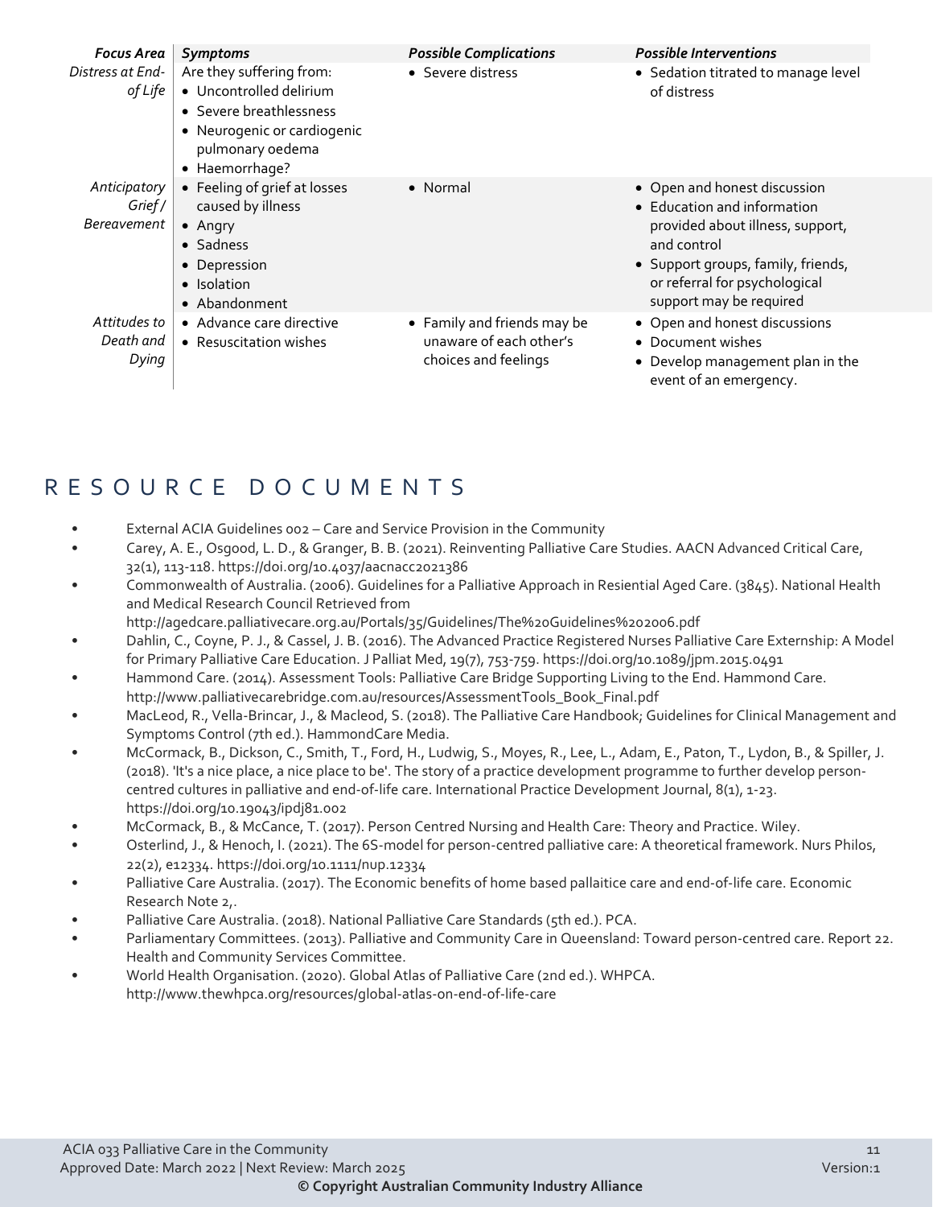| *Focus Area* | *Symptoms* | *Possible Complications* | *Possible Interventions* |
| --- | --- | --- | --- |
| *Distress at End-of Life* | Are they suffering from:<br>• Uncontrolled delirium<br>• Severe breathlessness<br>• Neurogenic or cardiogenic pulmonary oedema<br>• Haemorrhage? | • Severe distress | • Sedation titrated to manage level of distress |
| *Anticipatory Grief / Bereavement* | • Feeling of grief at losses caused by illness<br>• Angry<br>• Sadness<br>• Depression<br>• Isolation<br>• Abandonment | • Normal | • Open and honest discussion<br>• Education and information provided about illness, support, and control<br>• Support groups, family, friends, or referral for psychological support may be required |
| *Attitudes to Death and Dying* | • Advance care directive<br>• Resuscitation wishes | • Family and friends may be unaware of each other's choices and feelings | • Open and honest discussions<br>• Document wishes<br>• Develop management plan in the event of an emergency. |

## RESOURCE DOCUMENTS

- External ACIA Guidelines 002 – Care and Service Provision in the Community
- Carey, A. E., Osgood, L. D., & Granger, B. B. (2021). Reinventing Palliative Care Studies. AACN Advanced Critical Care, 32(1), 113-118. https://doi.org/10.4037/aacnacc2021386
- Commonwealth of Australia. (2006). Guidelines for a Palliative Approach in Resiential Aged Care. (3845). National Health and Medical Research Council Retrieved from http://agedcare.palliativecare.org.au/Portals/35/Guidelines/The%20Guidelines%202006.pdf
- Dahlin, C., Coyne, P. J., & Cassel, J. B. (2016). The Advanced Practice Registered Nurses Palliative Care Externship: A Model for Primary Palliative Care Education. J Palliat Med, 19(7), 753-759. https://doi.org/10.1089/jpm.2015.0491
- Hammond Care. (2014). Assessment Tools: Palliative Care Bridge Supporting Living to the End. Hammond Care. http://www.palliativecarebridge.com.au/resources/AssessmentTools_Book_Final.pdf
- MacLeod, R., Vella-Brincar, J., & Macleod, S. (2018). The Palliative Care Handbook; Guidelines for Clinical Management and Symptoms Control (7th ed.). HammondCare Media.
- McCormack, B., Dickson, C., Smith, T., Ford, H., Ludwig, S., Moyes, R., Lee, L., Adam, E., Paton, T., Lydon, B., & Spiller, J. (2018). 'It's a nice place, a nice place to be'. The story of a practice development programme to further develop person-centred cultures in palliative and end-of-life care. International Practice Development Journal, 8(1), 1-23. https://doi.org/10.19043/ipdj81.002
- McCormack, B., & McCance, T. (2017). Person Centred Nursing and Health Care: Theory and Practice. Wiley.
- Osterlind, J., & Henoch, I. (2021). The 6S-model for person-centred palliative care: A theoretical framework. Nurs Philos, 22(2), e12334. https://doi.org/10.1111/nup.12334
- Palliative Care Australia. (2017). The Economic benefits of home based pallaitice care and end-of-life care. Economic Research Note 2,.
- Palliative Care Australia. (2018). National Palliative Care Standards (5th ed.). PCA.
- Parliamentary Committees. (2013). Palliative and Community Care in Queensland: Toward person-centred care. Report 22. Health and Community Services Committee.
- World Health Organisation. (2020). Global Atlas of Palliative Care (2nd ed.). WHPCA. http://www.thewhpca.org/resources/global-atlas-on-end-of-life-care